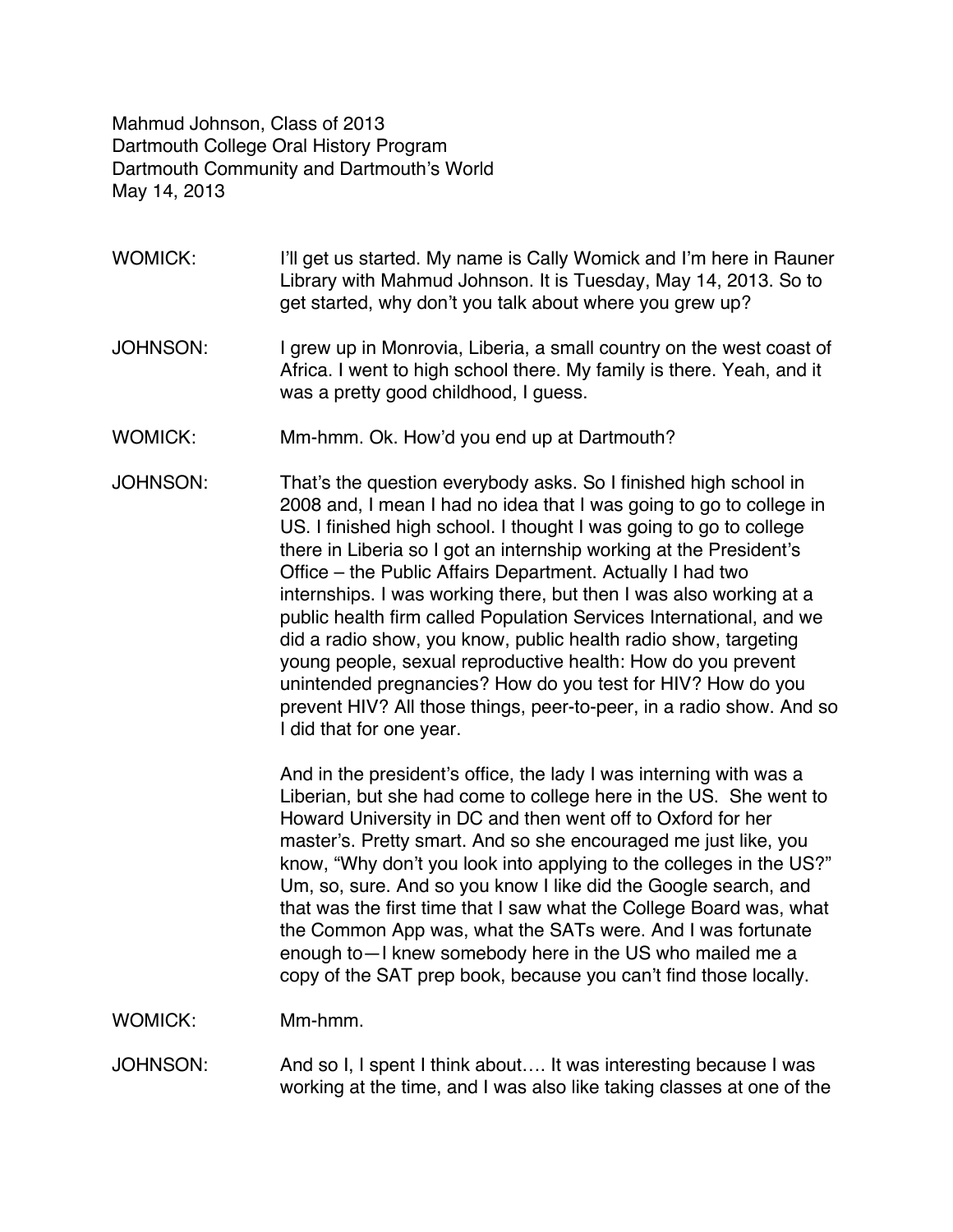Mahmud Johnson, Class of 2013
Dartmouth College Oral History Program
Dartmouth Community and Dartmouth's World
May 14, 2013

WOMICK: I'll get us started. My name is Cally Womick and I'm here in Rauner Library with Mahmud Johnson. It is Tuesday, May 14, 2013. So to get started, why don't you talk about where you grew up?

JOHNSON: I grew up in Monrovia, Liberia, a small country on the west coast of Africa. I went to high school there. My family is there. Yeah, and it was a pretty good childhood, I guess.

WOMICK: Mm-hmm. Ok. How'd you end up at Dartmouth?

JOHNSON: That's the question everybody asks. So I finished high school in 2008 and, I mean I had no idea that I was going to go to college in US. I finished high school. I thought I was going to go to college there in Liberia so I got an internship working at the President's Office – the Public Affairs Department. Actually I had two internships. I was working there, but then I was also working at a public health firm called Population Services International, and we did a radio show, you know, public health radio show, targeting young people, sexual reproductive health: How do you prevent unintended pregnancies? How do you test for HIV? How do you prevent HIV? All those things, peer-to-peer, in a radio show. And so I did that for one year.

And in the president's office, the lady I was interning with was a Liberian, but she had come to college here in the US. She went to Howard University in DC and then went off to Oxford for her master's. Pretty smart. And so she encouraged me just like, you know, "Why don't you look into applying to the colleges in the US?" Um, so, sure. And so you know I like did the Google search, and that was the first time that I saw what the College Board was, what the Common App was, what the SATs were. And I was fortunate enough to—I knew somebody here in the US who mailed me a copy of the SAT prep book, because you can't find those locally.

WOMICK: Mm-hmm.

JOHNSON: And so I, I spent I think about…. It was interesting because I was working at the time, and I was also like taking classes at one of the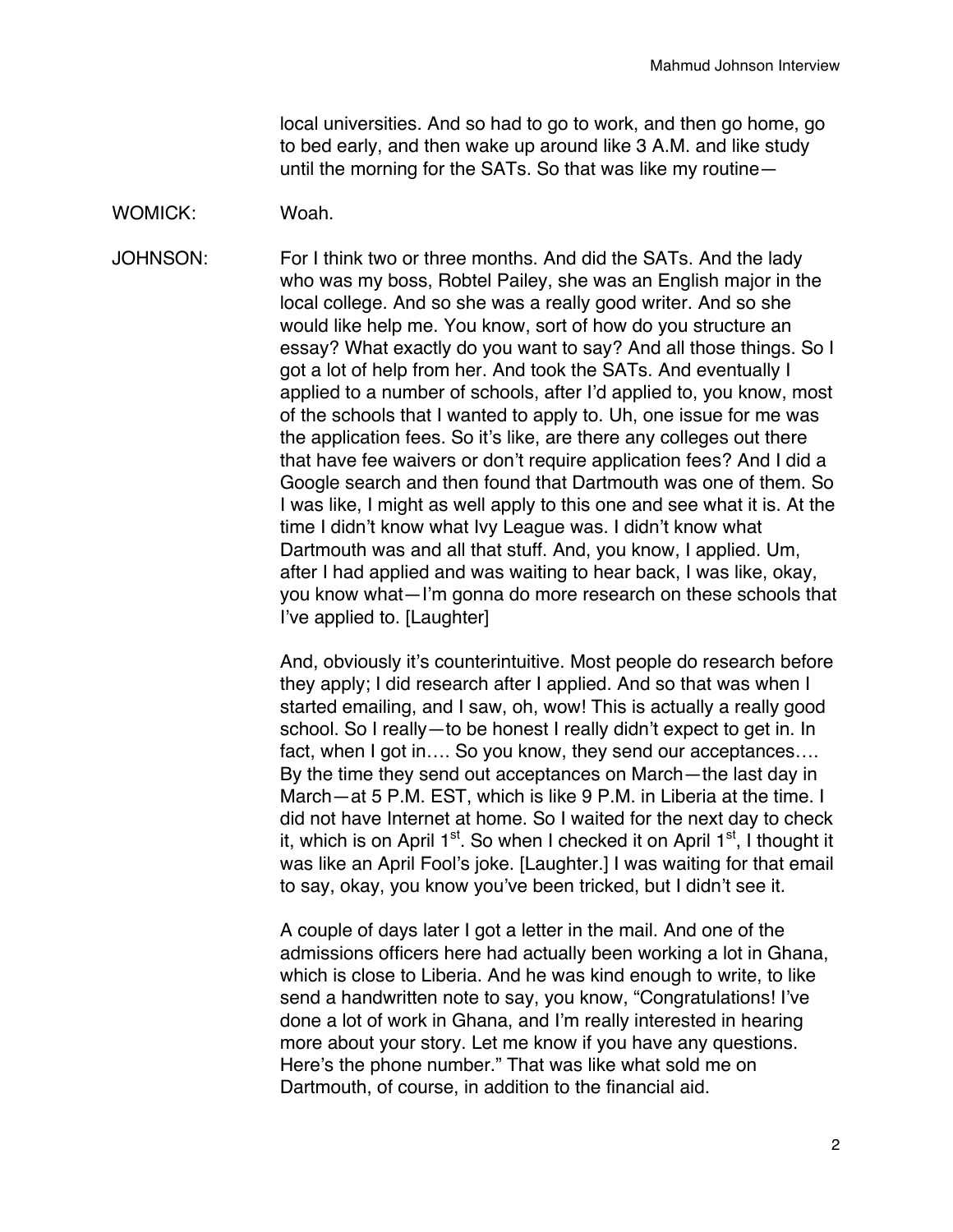local universities. And so had to go to work, and then go home, go to bed early, and then wake up around like 3 A.M. and like study until the morning for the SATs. So that was like my routine—

WOMICK: Woah.

JOHNSON: For I think two or three months. And did the SATs. And the lady who was my boss, Robtel Pailey, she was an English major in the local college. And so she was a really good writer. And so she would like help me. You know, sort of how do you structure an essay? What exactly do you want to say? And all those things. So I got a lot of help from her. And took the SATs. And eventually I applied to a number of schools, after I'd applied to, you know, most of the schools that I wanted to apply to. Uh, one issue for me was the application fees. So it's like, are there any colleges out there that have fee waivers or don't require application fees? And I did a Google search and then found that Dartmouth was one of them. So I was like, I might as well apply to this one and see what it is. At the time I didn't know what Ivy League was. I didn't know what Dartmouth was and all that stuff. And, you know, I applied. Um, after I had applied and was waiting to hear back, I was like, okay, you know what—I'm gonna do more research on these schools that I've applied to. [Laughter]

And, obviously it's counterintuitive. Most people do research before they apply; I did research after I applied. And so that was when I started emailing, and I saw, oh, wow! This is actually a really good school. So I really—to be honest I really didn't expect to get in. In fact, when I got in…. So you know, they send our acceptances…. By the time they send out acceptances on March—the last day in March—at 5 P.M. EST, which is like 9 P.M. in Liberia at the time. I did not have Internet at home. So I waited for the next day to check it, which is on April 1st. So when I checked it on April 1st, I thought it was like an April Fool's joke. [Laughter.] I was waiting for that email to say, okay, you know you've been tricked, but I didn't see it.

A couple of days later I got a letter in the mail. And one of the admissions officers here had actually been working a lot in Ghana, which is close to Liberia. And he was kind enough to write, to like send a handwritten note to say, you know, "Congratulations! I've done a lot of work in Ghana, and I'm really interested in hearing more about your story. Let me know if you have any questions. Here's the phone number." That was like what sold me on Dartmouth, of course, in addition to the financial aid.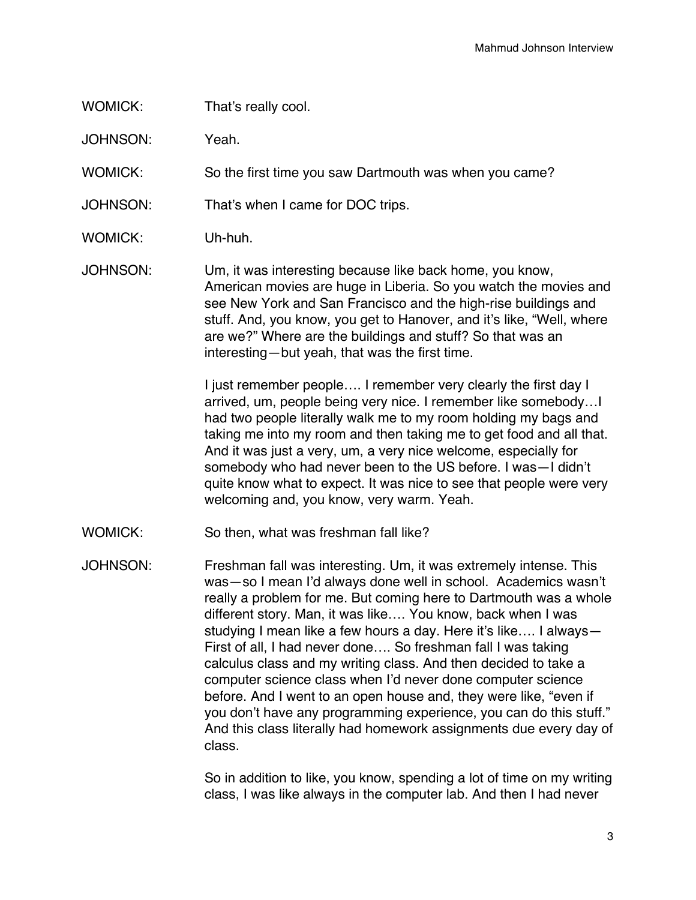WOMICK: That's really cool.

JOHNSON: Yeah.

WOMICK: So the first time you saw Dartmouth was when you came?

JOHNSON: That's when I came for DOC trips.

WOMICK: Uh-huh.

JOHNSON: Um, it was interesting because like back home, you know, American movies are huge in Liberia. So you watch the movies and see New York and San Francisco and the high-rise buildings and stuff. And, you know, you get to Hanover, and it's like, "Well, where are we?" Where are the buildings and stuff? So that was an interesting—but yeah, that was the first time.

I just remember people…. I remember very clearly the first day I arrived, um, people being very nice. I remember like somebody…I had two people literally walk me to my room holding my bags and taking me into my room and then taking me to get food and all that. And it was just a very, um, a very nice welcome, especially for somebody who had never been to the US before. I was—I didn't quite know what to expect. It was nice to see that people were very welcoming and, you know, very warm. Yeah.

WOMICK: So then, what was freshman fall like?

JOHNSON: Freshman fall was interesting. Um, it was extremely intense. This was—so I mean I'd always done well in school. Academics wasn't really a problem for me. But coming here to Dartmouth was a whole different story. Man, it was like…. You know, back when I was studying I mean like a few hours a day. Here it's like…. I always—First of all, I had never done…. So freshman fall I was taking calculus class and my writing class. And then decided to take a computer science class when I'd never done computer science before. And I went to an open house and, they were like, "even if you don't have any programming experience, you can do this stuff." And this class literally had homework assignments due every day of class.

So in addition to like, you know, spending a lot of time on my writing class, I was like always in the computer lab. And then I had never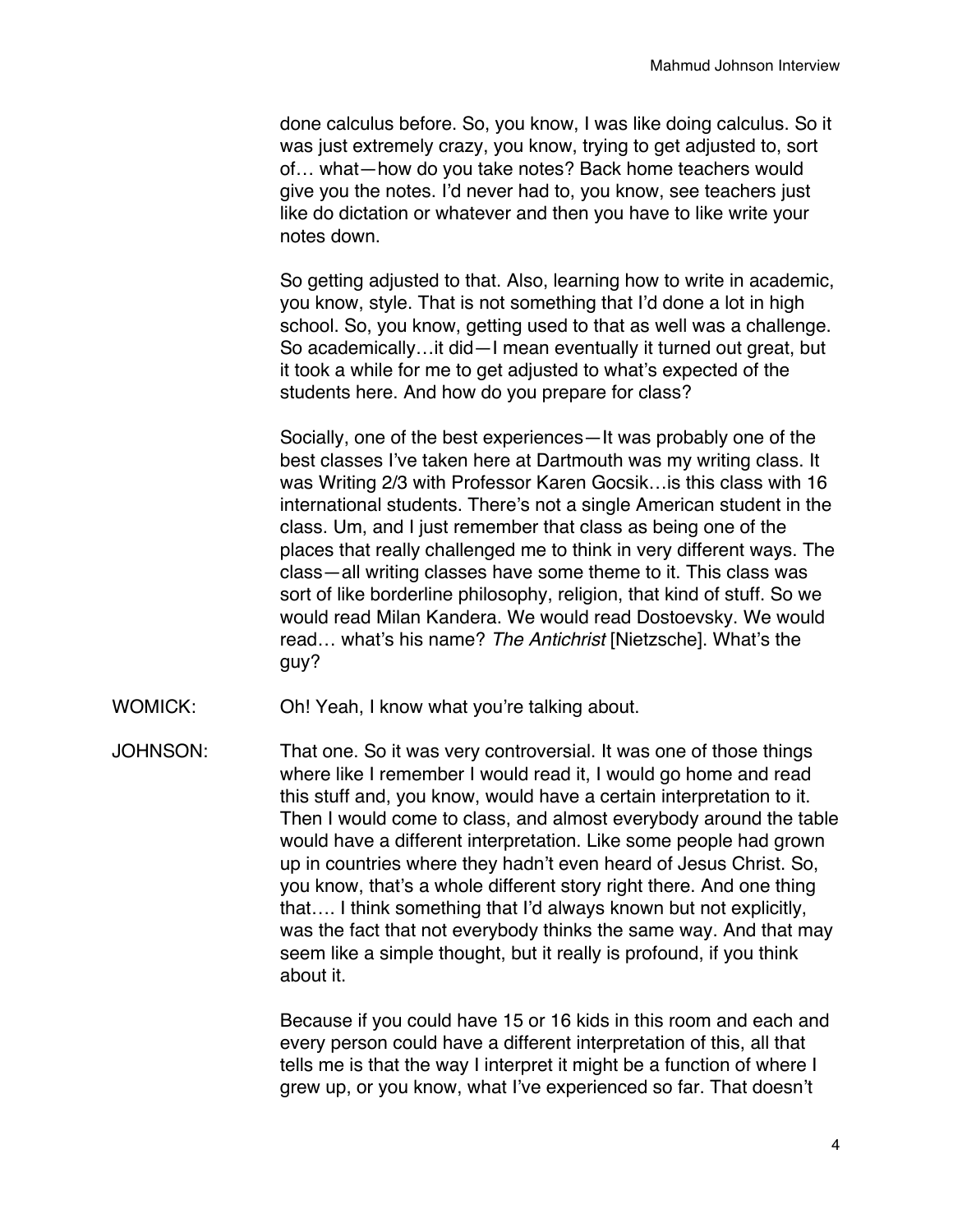done calculus before. So, you know, I was like doing calculus. So it was just extremely crazy, you know, trying to get adjusted to, sort of… what—how do you take notes? Back home teachers would give you the notes. I'd never had to, you know, see teachers just like do dictation or whatever and then you have to like write your notes down.

So getting adjusted to that. Also, learning how to write in academic, you know, style. That is not something that I'd done a lot in high school. So, you know, getting used to that as well was a challenge. So academically…it did—I mean eventually it turned out great, but it took a while for me to get adjusted to what's expected of the students here. And how do you prepare for class?

Socially, one of the best experiences—It was probably one of the best classes I've taken here at Dartmouth was my writing class. It was Writing 2/3 with Professor Karen Gocsik…is this class with 16 international students. There's not a single American student in the class. Um, and I just remember that class as being one of the places that really challenged me to think in very different ways. The class—all writing classes have some theme to it. This class was sort of like borderline philosophy, religion, that kind of stuff. So we would read Milan Kandera. We would read Dostoevsky. We would read… what's his name? *The Antichrist* [Nietzsche]. What's the guy?

WOMICK: Oh! Yeah, I know what you're talking about.

JOHNSON: That one. So it was very controversial. It was one of those things where like I remember I would read it, I would go home and read this stuff and, you know, would have a certain interpretation to it. Then I would come to class, and almost everybody around the table would have a different interpretation. Like some people had grown up in countries where they hadn't even heard of Jesus Christ. So, you know, that's a whole different story right there. And one thing that…. I think something that I'd always known but not explicitly, was the fact that not everybody thinks the same way. And that may seem like a simple thought, but it really is profound, if you think about it.

Because if you could have 15 or 16 kids in this room and each and every person could have a different interpretation of this, all that tells me is that the way I interpret it might be a function of where I grew up, or you know, what I've experienced so far. That doesn't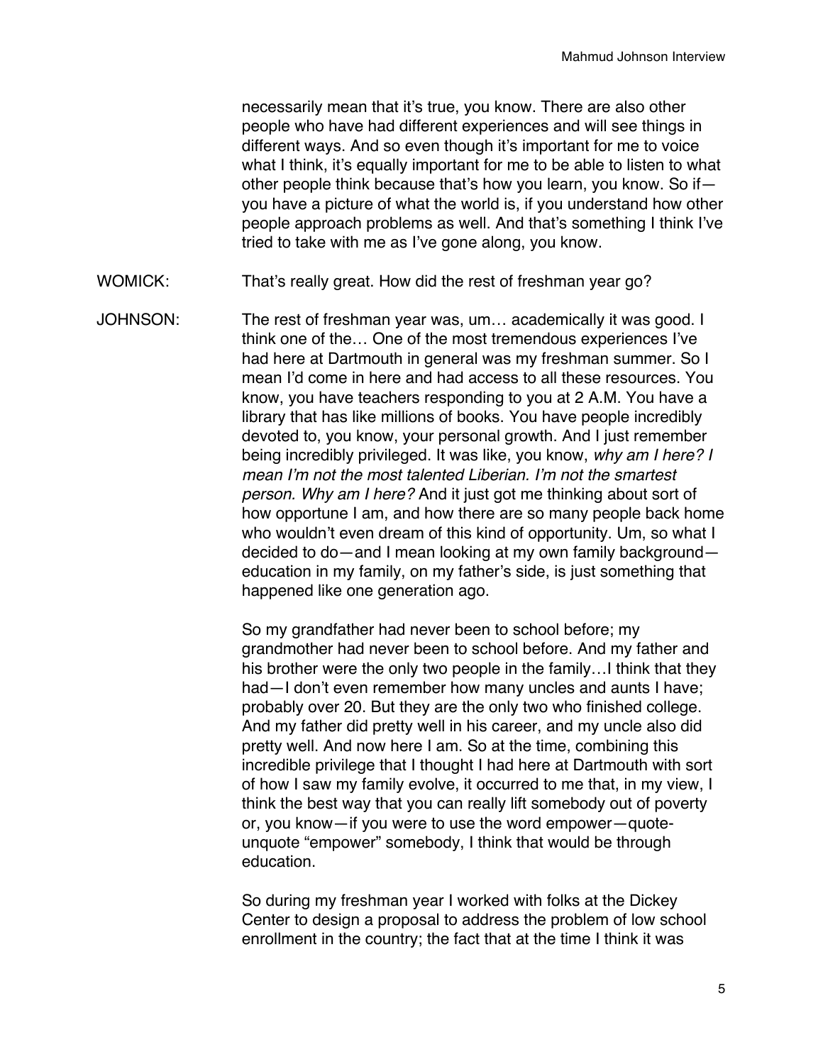necessarily mean that it's true, you know. There are also other people who have had different experiences and will see things in different ways. And so even though it's important for me to voice what I think, it's equally important for me to be able to listen to what other people think because that's how you learn, you know. So if—you have a picture of what the world is, if you understand how other people approach problems as well. And that's something I think I've tried to take with me as I've gone along, you know.

WOMICK: That's really great. How did the rest of freshman year go?

JOHNSON: The rest of freshman year was, um… academically it was good. I think one of the… One of the most tremendous experiences I've had here at Dartmouth in general was my freshman summer. So I mean I'd come in here and had access to all these resources. You know, you have teachers responding to you at 2 A.M. You have a library that has like millions of books. You have people incredibly devoted to, you know, your personal growth. And I just remember being incredibly privileged. It was like, you know, *why am I here? I mean I'm not the most talented Liberian. I'm not the smartest person. Why am I here?* And it just got me thinking about sort of how opportune I am, and how there are so many people back home who wouldn't even dream of this kind of opportunity. Um, so what I decided to do—and I mean looking at my own family background—education in my family, on my father's side, is just something that happened like one generation ago.

So my grandfather had never been to school before; my grandmother had never been to school before. And my father and his brother were the only two people in the family…I think that they had—I don't even remember how many uncles and aunts I have; probably over 20. But they are the only two who finished college. And my father did pretty well in his career, and my uncle also did pretty well. And now here I am. So at the time, combining this incredible privilege that I thought I had here at Dartmouth with sort of how I saw my family evolve, it occurred to me that, in my view, I think the best way that you can really lift somebody out of poverty or, you know—if you were to use the word empower—quote-unquote "empower" somebody, I think that would be through education.

So during my freshman year I worked with folks at the Dickey Center to design a proposal to address the problem of low school enrollment in the country; the fact that at the time I think it was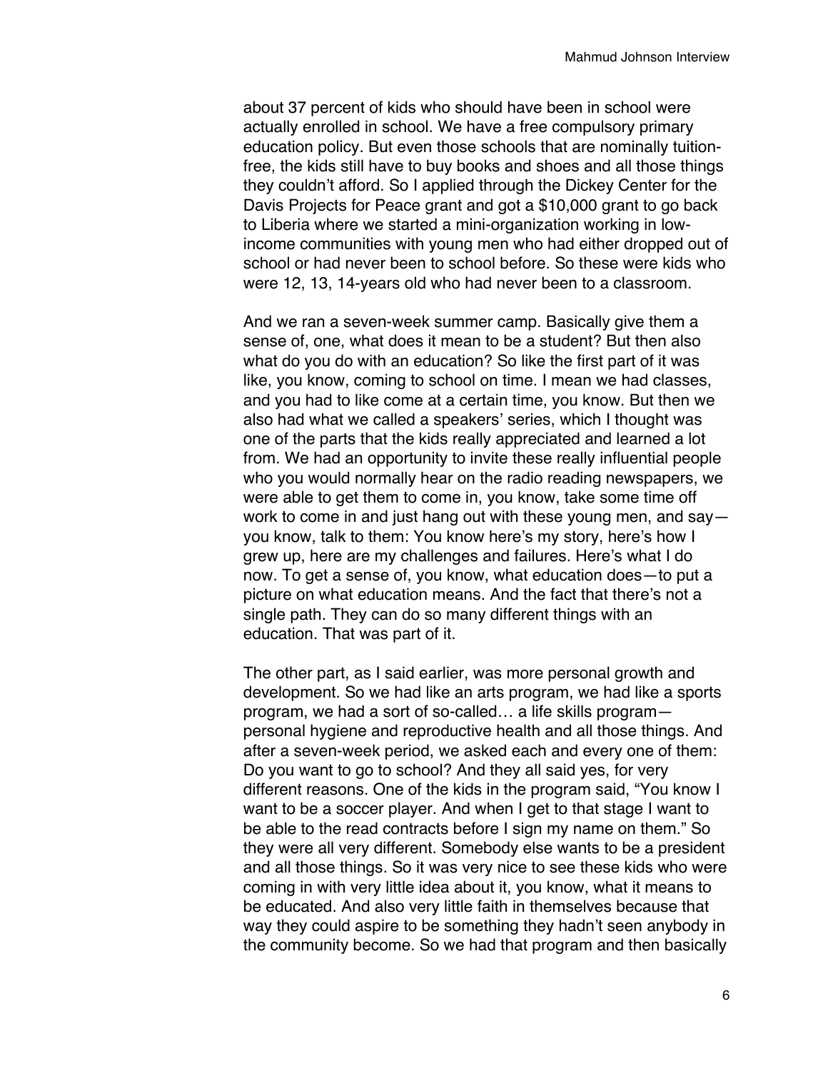about 37 percent of kids who should have been in school were actually enrolled in school. We have a free compulsory primary education policy. But even those schools that are nominally tuition-free, the kids still have to buy books and shoes and all those things they couldn't afford. So I applied through the Dickey Center for the Davis Projects for Peace grant and got a $10,000 grant to go back to Liberia where we started a mini-organization working in low-income communities with young men who had either dropped out of school or had never been to school before. So these were kids who were 12, 13, 14-years old who had never been to a classroom.

And we ran a seven-week summer camp. Basically give them a sense of, one, what does it mean to be a student? But then also what do you do with an education? So like the first part of it was like, you know, coming to school on time. I mean we had classes, and you had to like come at a certain time, you know. But then we also had what we called a speakers' series, which I thought was one of the parts that the kids really appreciated and learned a lot from. We had an opportunity to invite these really influential people who you would normally hear on the radio reading newspapers, we were able to get them to come in, you know, take some time off work to come in and just hang out with these young men, and say—you know, talk to them: You know here's my story, here's how I grew up, here are my challenges and failures. Here's what I do now. To get a sense of, you know, what education does—to put a picture on what education means. And the fact that there's not a single path. They can do so many different things with an education. That was part of it.

The other part, as I said earlier, was more personal growth and development. So we had like an arts program, we had like a sports program, we had a sort of so-called… a life skills program—personal hygiene and reproductive health and all those things. And after a seven-week period, we asked each and every one of them: Do you want to go to school? And they all said yes, for very different reasons. One of the kids in the program said, "You know I want to be a soccer player. And when I get to that stage I want to be able to the read contracts before I sign my name on them." So they were all very different. Somebody else wants to be a president and all those things. So it was very nice to see these kids who were coming in with very little idea about it, you know, what it means to be educated. And also very little faith in themselves because that way they could aspire to be something they hadn't seen anybody in the community become. So we had that program and then basically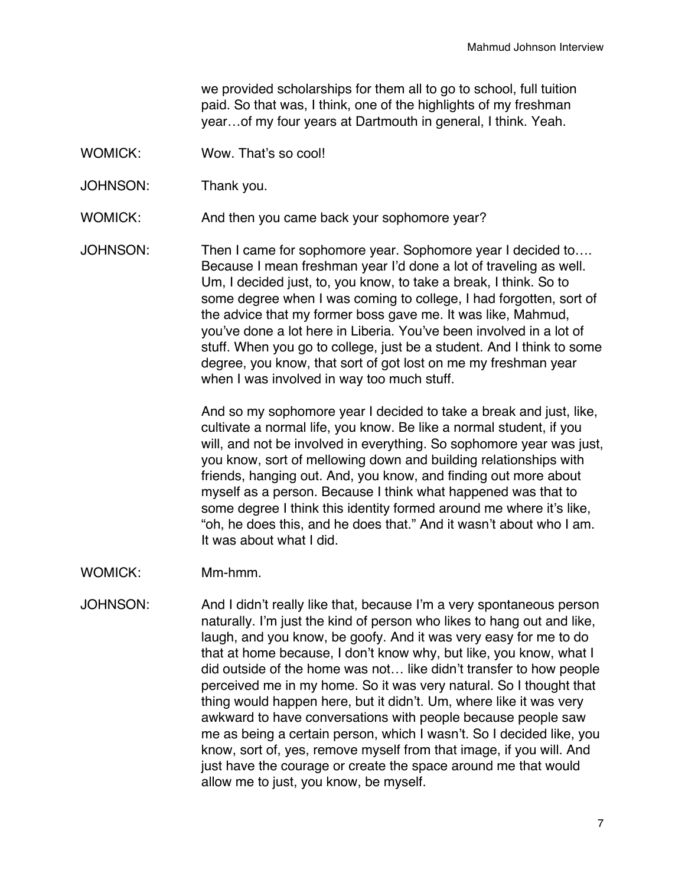we provided scholarships for them all to go to school, full tuition paid. So that was, I think, one of the highlights of my freshman year…of my four years at Dartmouth in general, I think. Yeah.

WOMICK: Wow. That's so cool!

JOHNSON: Thank you.

WOMICK: And then you came back your sophomore year?

JOHNSON: Then I came for sophomore year. Sophomore year I decided to…. Because I mean freshman year I'd done a lot of traveling as well. Um, I decided just, to, you know, to take a break, I think. So to some degree when I was coming to college, I had forgotten, sort of the advice that my former boss gave me. It was like, Mahmud, you've done a lot here in Liberia. You've been involved in a lot of stuff. When you go to college, just be a student. And I think to some degree, you know, that sort of got lost on me my freshman year when I was involved in way too much stuff.

And so my sophomore year I decided to take a break and just, like, cultivate a normal life, you know. Be like a normal student, if you will, and not be involved in everything. So sophomore year was just, you know, sort of mellowing down and building relationships with friends, hanging out. And, you know, and finding out more about myself as a person. Because I think what happened was that to some degree I think this identity formed around me where it's like, "oh, he does this, and he does that." And it wasn't about who I am. It was about what I did.

WOMICK: Mm-hmm.

JOHNSON: And I didn't really like that, because I'm a very spontaneous person naturally. I'm just the kind of person who likes to hang out and like, laugh, and you know, be goofy. And it was very easy for me to do that at home because, I don't know why, but like, you know, what I did outside of the home was not… like didn't transfer to how people perceived me in my home. So it was very natural. So I thought that thing would happen here, but it didn't. Um, where like it was very awkward to have conversations with people because people saw me as being a certain person, which I wasn't. So I decided like, you know, sort of, yes, remove myself from that image, if you will. And just have the courage or create the space around me that would allow me to just, you know, be myself.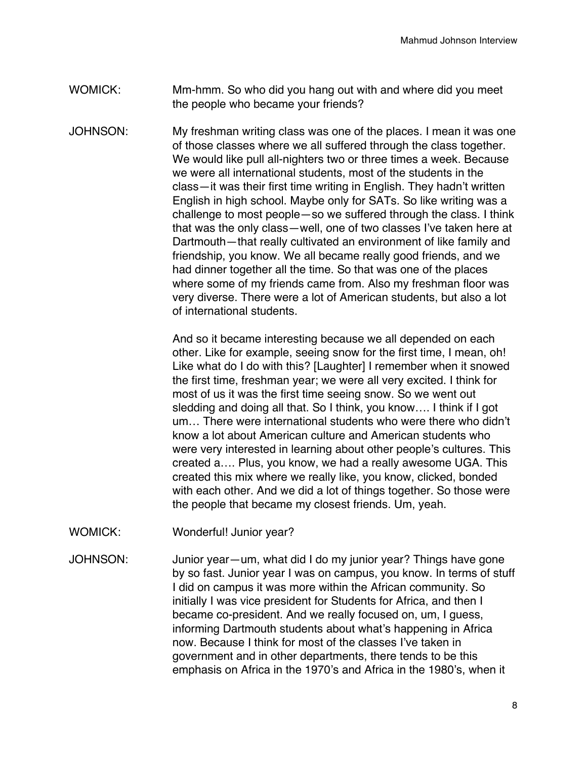WOMICK: Mm-hmm. So who did you hang out with and where did you meet the people who became your friends?

JOHNSON: My freshman writing class was one of the places. I mean it was one of those classes where we all suffered through the class together. We would like pull all-nighters two or three times a week. Because we were all international students, most of the students in the class—it was their first time writing in English. They hadn't written English in high school. Maybe only for SATs. So like writing was a challenge to most people—so we suffered through the class. I think that was the only class—well, one of two classes I've taken here at Dartmouth—that really cultivated an environment of like family and friendship, you know. We all became really good friends, and we had dinner together all the time. So that was one of the places where some of my friends came from. Also my freshman floor was very diverse. There were a lot of American students, but also a lot of international students.

And so it became interesting because we all depended on each other. Like for example, seeing snow for the first time, I mean, oh! Like what do I do with this? [Laughter] I remember when it snowed the first time, freshman year; we were all very excited. I think for most of us it was the first time seeing snow. So we went out sledding and doing all that. So I think, you know…. I think if I got um… There were international students who were there who didn't know a lot about American culture and American students who were very interested in learning about other people's cultures. This created a…. Plus, you know, we had a really awesome UGA. This created this mix where we really like, you know, clicked, bonded with each other. And we did a lot of things together. So those were the people that became my closest friends. Um, yeah.

WOMICK: Wonderful! Junior year?

JOHNSON: Junior year—um, what did I do my junior year? Things have gone by so fast. Junior year I was on campus, you know. In terms of stuff I did on campus it was more within the African community. So initially I was vice president for Students for Africa, and then I became co-president. And we really focused on, um, I guess, informing Dartmouth students about what's happening in Africa now. Because I think for most of the classes I've taken in government and in other departments, there tends to be this emphasis on Africa in the 1970's and Africa in the 1980's, when it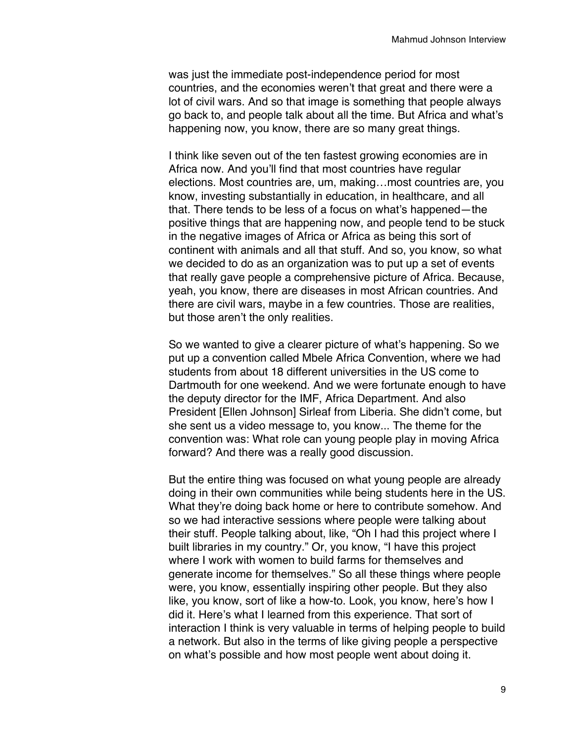was just the immediate post-independence period for most countries, and the economies weren't that great and there were a lot of civil wars. And so that image is something that people always go back to, and people talk about all the time. But Africa and what's happening now, you know, there are so many great things.

I think like seven out of the ten fastest growing economies are in Africa now. And you'll find that most countries have regular elections. Most countries are, um, making…most countries are, you know, investing substantially in education, in healthcare, and all that. There tends to be less of a focus on what's happened—the positive things that are happening now, and people tend to be stuck in the negative images of Africa or Africa as being this sort of continent with animals and all that stuff. And so, you know, so what we decided to do as an organization was to put up a set of events that really gave people a comprehensive picture of Africa. Because, yeah, you know, there are diseases in most African countries. And there are civil wars, maybe in a few countries. Those are realities, but those aren't the only realities.

So we wanted to give a clearer picture of what's happening. So we put up a convention called Mbele Africa Convention, where we had students from about 18 different universities in the US come to Dartmouth for one weekend. And we were fortunate enough to have the deputy director for the IMF, Africa Department. And also President [Ellen Johnson] Sirleaf from Liberia. She didn't come, but she sent us a video message to, you know... The theme for the convention was: What role can young people play in moving Africa forward? And there was a really good discussion.

But the entire thing was focused on what young people are already doing in their own communities while being students here in the US. What they're doing back home or here to contribute somehow. And so we had interactive sessions where people were talking about their stuff. People talking about, like, "Oh I had this project where I built libraries in my country." Or, you know, "I have this project where I work with women to build farms for themselves and generate income for themselves." So all these things where people were, you know, essentially inspiring other people. But they also like, you know, sort of like a how-to. Look, you know, here's how I did it. Here's what I learned from this experience. That sort of interaction I think is very valuable in terms of helping people to build a network. But also in the terms of like giving people a perspective on what's possible and how most people went about doing it.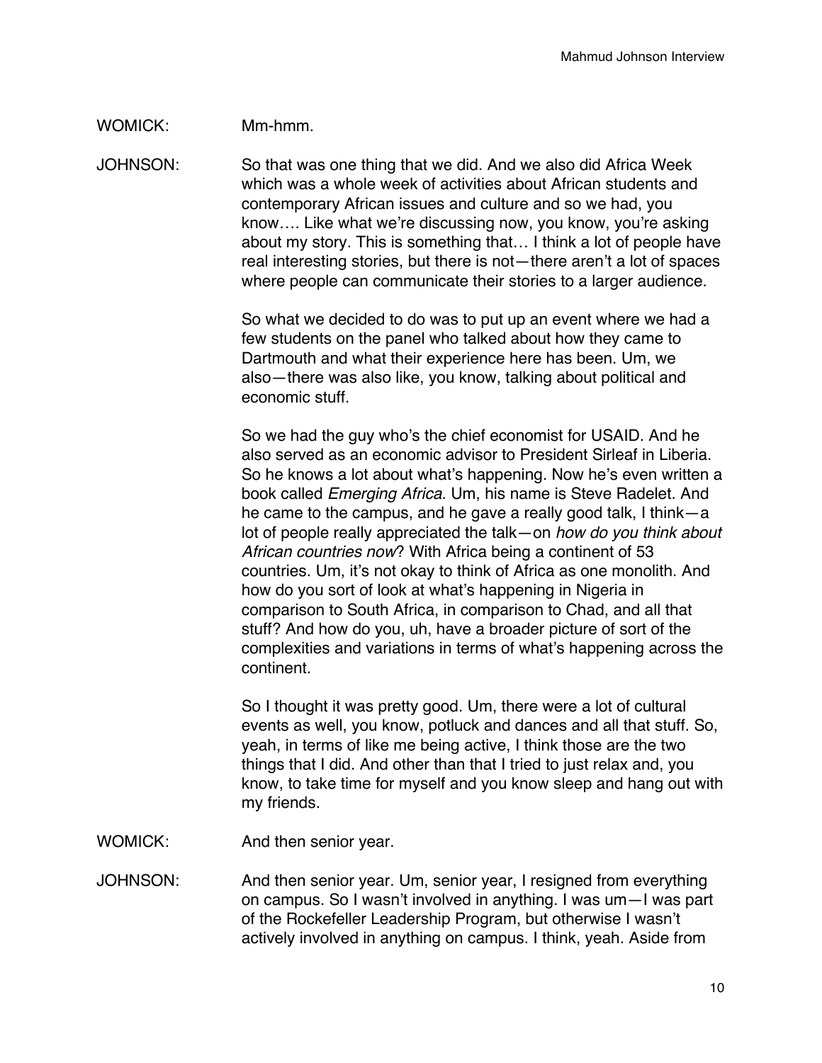WOMICK: Mm-hmm.

JOHNSON: So that was one thing that we did. And we also did Africa Week which was a whole week of activities about African students and contemporary African issues and culture and so we had, you know…. Like what we're discussing now, you know, you're asking about my story. This is something that… I think a lot of people have real interesting stories, but there is not—there aren't a lot of spaces where people can communicate their stories to a larger audience.

So what we decided to do was to put up an event where we had a few students on the panel who talked about how they came to Dartmouth and what their experience here has been. Um, we also—there was also like, you know, talking about political and economic stuff.

So we had the guy who's the chief economist for USAID. And he also served as an economic advisor to President Sirleaf in Liberia. So he knows a lot about what's happening. Now he's even written a book called *Emerging Africa*. Um, his name is Steve Radelet. And he came to the campus, and he gave a really good talk, I think—a lot of people really appreciated the talk—on *how do you think about African countries now*? With Africa being a continent of 53 countries. Um, it's not okay to think of Africa as one monolith. And how do you sort of look at what's happening in Nigeria in comparison to South Africa, in comparison to Chad, and all that stuff? And how do you, uh, have a broader picture of sort of the complexities and variations in terms of what's happening across the continent.

So I thought it was pretty good. Um, there were a lot of cultural events as well, you know, potluck and dances and all that stuff. So, yeah, in terms of like me being active, I think those are the two things that I did. And other than that I tried to just relax and, you know, to take time for myself and you know sleep and hang out with my friends.

WOMICK: And then senior year.

JOHNSON: And then senior year. Um, senior year, I resigned from everything on campus. So I wasn't involved in anything. I was um—I was part of the Rockefeller Leadership Program, but otherwise I wasn't actively involved in anything on campus. I think, yeah. Aside from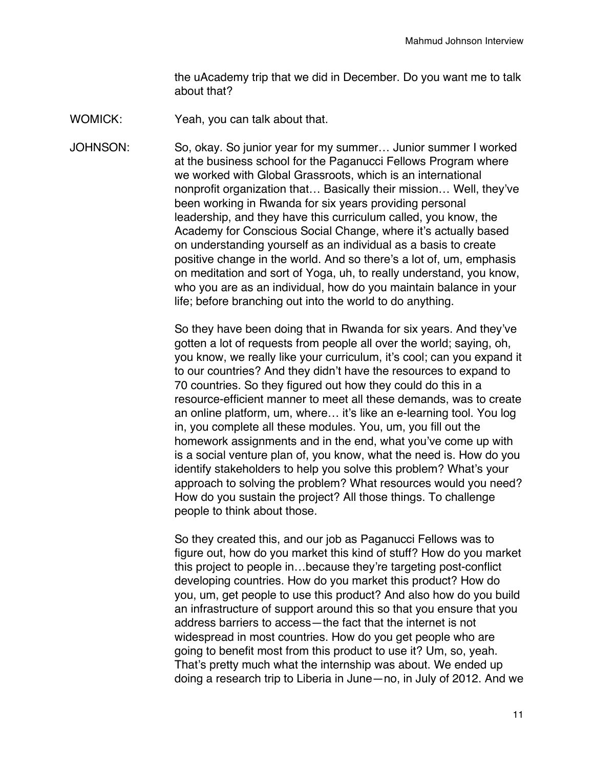the uAcademy trip that we did in December. Do you want me to talk about that?

WOMICK: Yeah, you can talk about that.

JOHNSON: So, okay. So junior year for my summer… Junior summer I worked at the business school for the Paganucci Fellows Program where we worked with Global Grassroots, which is an international nonprofit organization that… Basically their mission… Well, they've been working in Rwanda for six years providing personal leadership, and they have this curriculum called, you know, the Academy for Conscious Social Change, where it's actually based on understanding yourself as an individual as a basis to create positive change in the world. And so there's a lot of, um, emphasis on meditation and sort of Yoga, uh, to really understand, you know, who you are as an individual, how do you maintain balance in your life; before branching out into the world to do anything.

So they have been doing that in Rwanda for six years. And they've gotten a lot of requests from people all over the world; saying, oh, you know, we really like your curriculum, it's cool; can you expand it to our countries? And they didn't have the resources to expand to 70 countries. So they figured out how they could do this in a resource-efficient manner to meet all these demands, was to create an online platform, um, where… it's like an e-learning tool. You log in, you complete all these modules. You, um, you fill out the homework assignments and in the end, what you've come up with is a social venture plan of, you know, what the need is. How do you identify stakeholders to help you solve this problem? What's your approach to solving the problem? What resources would you need? How do you sustain the project? All those things. To challenge people to think about those.

So they created this, and our job as Paganucci Fellows was to figure out, how do you market this kind of stuff? How do you market this project to people in…because they're targeting post-conflict developing countries. How do you market this product? How do you, um, get people to use this product? And also how do you build an infrastructure of support around this so that you ensure that you address barriers to access—the fact that the internet is not widespread in most countries. How do you get people who are going to benefit most from this product to use it? Um, so, yeah. That's pretty much what the internship was about. We ended up doing a research trip to Liberia in June—no, in July of 2012. And we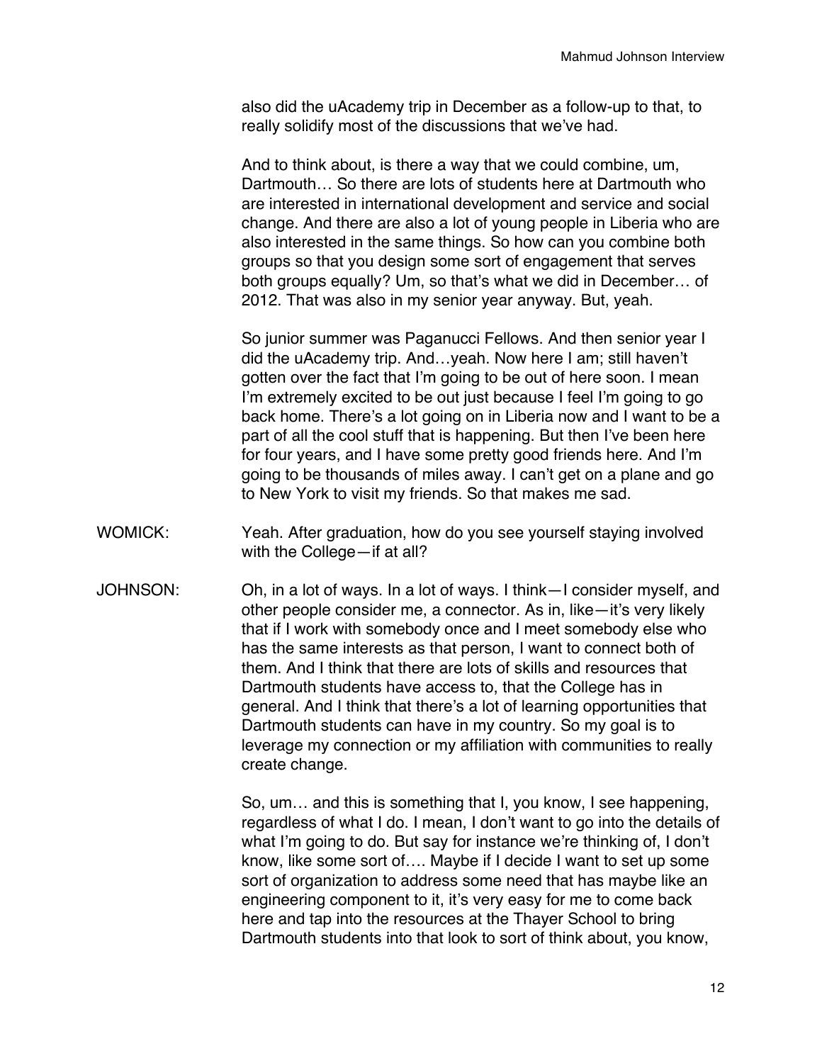also did the uAcademy trip in December as a follow-up to that, to really solidify most of the discussions that we've had.

And to think about, is there a way that we could combine, um, Dartmouth… So there are lots of students here at Dartmouth who are interested in international development and service and social change. And there are also a lot of young people in Liberia who are also interested in the same things. So how can you combine both groups so that you design some sort of engagement that serves both groups equally? Um, so that's what we did in December… of 2012. That was also in my senior year anyway. But, yeah.

So junior summer was Paganucci Fellows. And then senior year I did the uAcademy trip. And…yeah. Now here I am; still haven't gotten over the fact that I'm going to be out of here soon. I mean I'm extremely excited to be out just because I feel I'm going to go back home. There's a lot going on in Liberia now and I want to be a part of all the cool stuff that is happening. But then I've been here for four years, and I have some pretty good friends here. And I'm going to be thousands of miles away. I can't get on a plane and go to New York to visit my friends. So that makes me sad.

WOMICK: Yeah. After graduation, how do you see yourself staying involved with the College—if at all?

JOHNSON: Oh, in a lot of ways. In a lot of ways. I think—I consider myself, and other people consider me, a connector. As in, like—it's very likely that if I work with somebody once and I meet somebody else who has the same interests as that person, I want to connect both of them. And I think that there are lots of skills and resources that Dartmouth students have access to, that the College has in general. And I think that there's a lot of learning opportunities that Dartmouth students can have in my country. So my goal is to leverage my connection or my affiliation with communities to really create change.

So, um… and this is something that I, you know, I see happening, regardless of what I do. I mean, I don't want to go into the details of what I'm going to do. But say for instance we're thinking of, I don't know, like some sort of…. Maybe if I decide I want to set up some sort of organization to address some need that has maybe like an engineering component to it, it's very easy for me to come back here and tap into the resources at the Thayer School to bring Dartmouth students into that look to sort of think about, you know,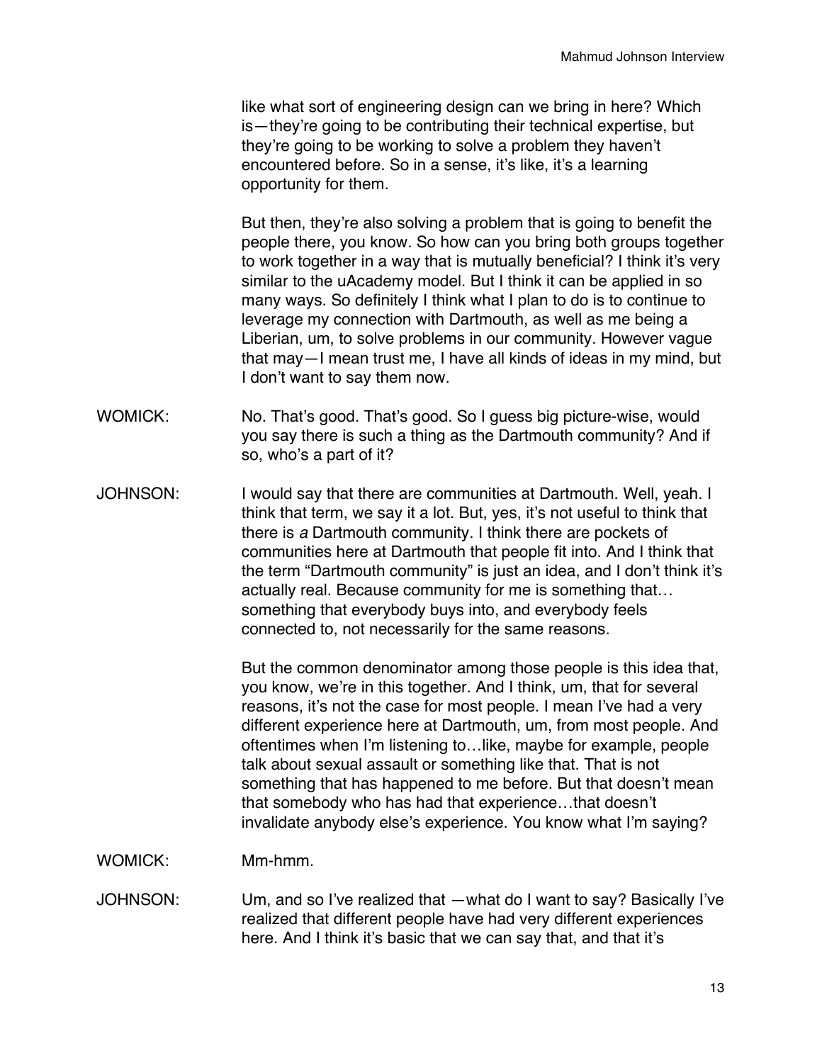like what sort of engineering design can we bring in here? Which is—they're going to be contributing their technical expertise, but they're going to be working to solve a problem they haven't encountered before. So in a sense, it's like, it's a learning opportunity for them.

But then, they're also solving a problem that is going to benefit the people there, you know. So how can you bring both groups together to work together in a way that is mutually beneficial? I think it's very similar to the uAcademy model. But I think it can be applied in so many ways. So definitely I think what I plan to do is to continue to leverage my connection with Dartmouth, as well as me being a Liberian, um, to solve problems in our community. However vague that may—I mean trust me, I have all kinds of ideas in my mind, but I don't want to say them now.

WOMICK: No. That's good. That's good. So I guess big picture-wise, would you say there is such a thing as the Dartmouth community? And if so, who's a part of it?

JOHNSON: I would say that there are communities at Dartmouth. Well, yeah. I think that term, we say it a lot. But, yes, it's not useful to think that there is *a* Dartmouth community. I think there are pockets of communities here at Dartmouth that people fit into. And I think that the term "Dartmouth community" is just an idea, and I don't think it's actually real. Because community for me is something that… something that everybody buys into, and everybody feels connected to, not necessarily for the same reasons.

But the common denominator among those people is this idea that, you know, we're in this together. And I think, um, that for several reasons, it's not the case for most people. I mean I've had a very different experience here at Dartmouth, um, from most people. And oftentimes when I'm listening to…like, maybe for example, people talk about sexual assault or something like that. That is not something that has happened to me before. But that doesn't mean that somebody who has had that experience…that doesn't invalidate anybody else's experience. You know what I'm saying?

WOMICK: Mm-hmm.

JOHNSON: Um, and so I've realized that —what do I want to say? Basically I've realized that different people have had very different experiences here. And I think it's basic that we can say that, and that it's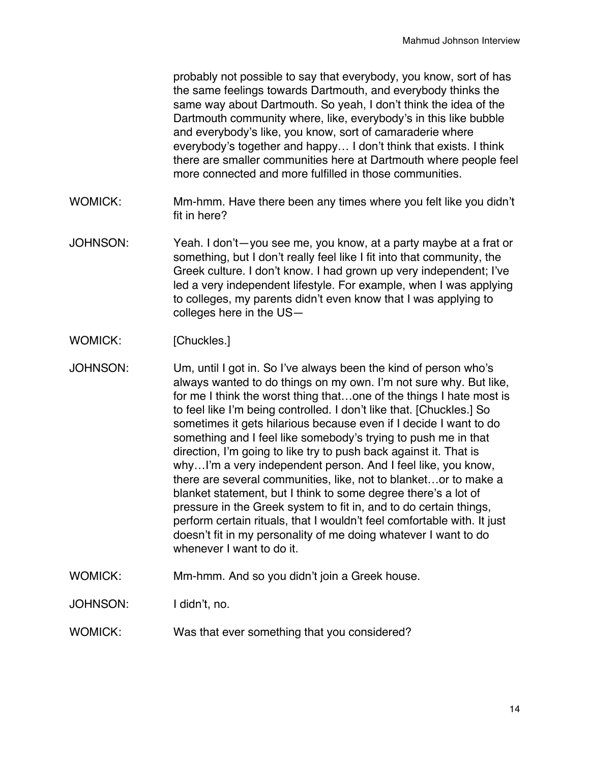probably not possible to say that everybody, you know, sort of has the same feelings towards Dartmouth, and everybody thinks the same way about Dartmouth. So yeah, I don't think the idea of the Dartmouth community where, like, everybody's in this like bubble and everybody's like, you know, sort of camaraderie where everybody's together and happy… I don't think that exists. I think there are smaller communities here at Dartmouth where people feel more connected and more fulfilled in those communities.

WOMICK: Mm-hmm. Have there been any times where you felt like you didn't fit in here?

JOHNSON: Yeah. I don't—you see me, you know, at a party maybe at a frat or something, but I don't really feel like I fit into that community, the Greek culture. I don't know. I had grown up very independent; I've led a very independent lifestyle. For example, when I was applying to colleges, my parents didn't even know that I was applying to colleges here in the US—

WOMICK: [Chuckles.]

JOHNSON: Um, until I got in. So I've always been the kind of person who's always wanted to do things on my own. I'm not sure why. But like, for me I think the worst thing that…one of the things I hate most is to feel like I'm being controlled. I don't like that. [Chuckles.] So sometimes it gets hilarious because even if I decide I want to do something and I feel like somebody's trying to push me in that direction, I'm going to like try to push back against it. That is why…I'm a very independent person. And I feel like, you know, there are several communities, like, not to blanket…or to make a blanket statement, but I think to some degree there's a lot of pressure in the Greek system to fit in, and to do certain things, perform certain rituals, that I wouldn't feel comfortable with. It just doesn't fit in my personality of me doing whatever I want to do whenever I want to do it.

WOMICK: Mm-hmm. And so you didn't join a Greek house.

JOHNSON: I didn't, no.

WOMICK: Was that ever something that you considered?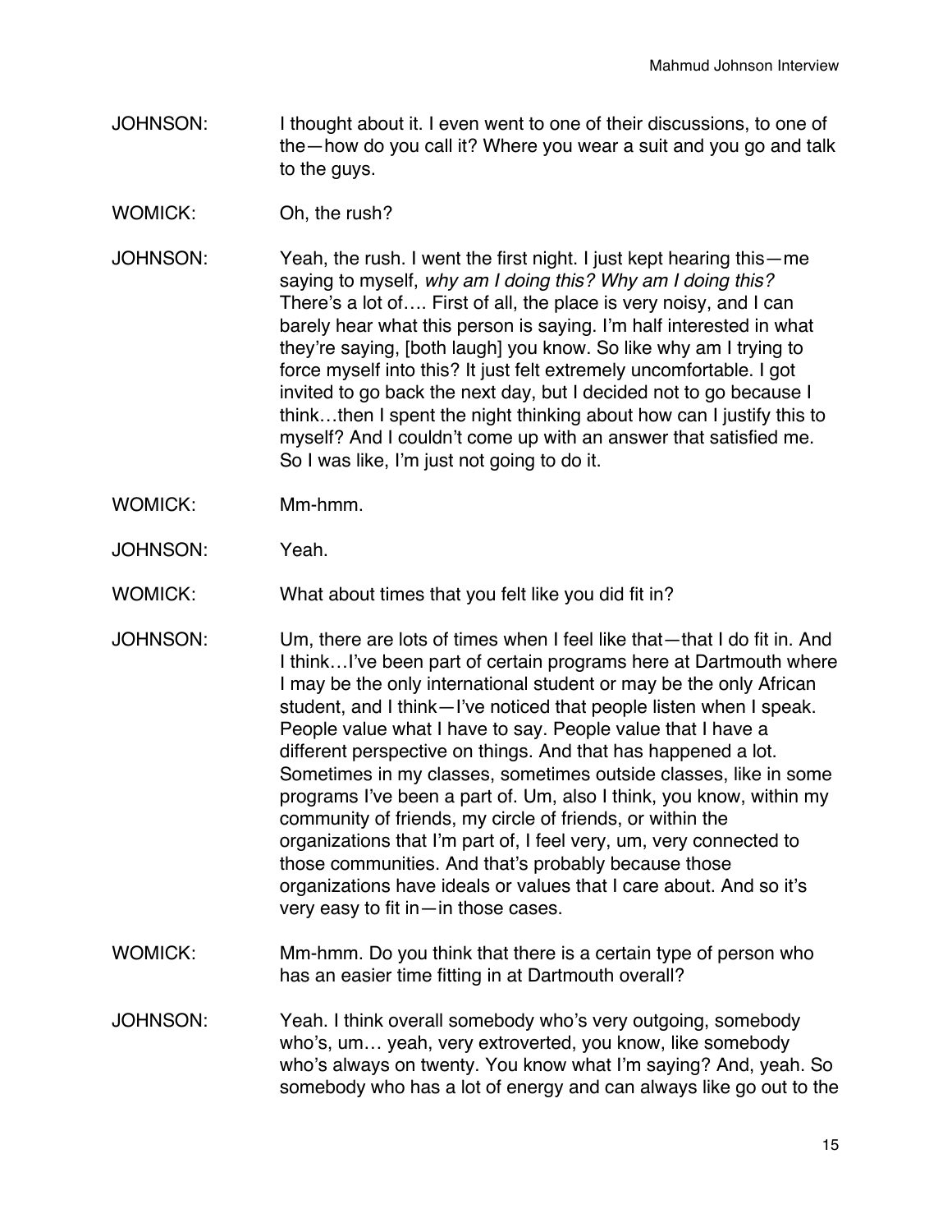JOHNSON: I thought about it. I even went to one of their discussions, to one of the—how do you call it? Where you wear a suit and you go and talk to the guys.

WOMICK: Oh, the rush?

JOHNSON: Yeah, the rush. I went the first night. I just kept hearing this—me saying to myself, *why am I doing this? Why am I doing this?* There's a lot of…. First of all, the place is very noisy, and I can barely hear what this person is saying. I'm half interested in what they're saying, [both laugh] you know. So like why am I trying to force myself into this? It just felt extremely uncomfortable. I got invited to go back the next day, but I decided not to go because I think…then I spent the night thinking about how can I justify this to myself? And I couldn't come up with an answer that satisfied me. So I was like, I'm just not going to do it.

WOMICK: Mm-hmm.

JOHNSON: Yeah.

WOMICK: What about times that you felt like you did fit in?

JOHNSON: Um, there are lots of times when I feel like that—that I do fit in. And I think…I've been part of certain programs here at Dartmouth where I may be the only international student or may be the only African student, and I think—I've noticed that people listen when I speak. People value what I have to say. People value that I have a different perspective on things. And that has happened a lot. Sometimes in my classes, sometimes outside classes, like in some programs I've been a part of. Um, also I think, you know, within my community of friends, my circle of friends, or within the organizations that I'm part of, I feel very, um, very connected to those communities. And that's probably because those organizations have ideals or values that I care about. And so it's very easy to fit in—in those cases.

WOMICK: Mm-hmm. Do you think that there is a certain type of person who has an easier time fitting in at Dartmouth overall?

JOHNSON: Yeah. I think overall somebody who's very outgoing, somebody who's, um… yeah, very extroverted, you know, like somebody who's always on twenty. You know what I'm saying? And, yeah. So somebody who has a lot of energy and can always like go out to the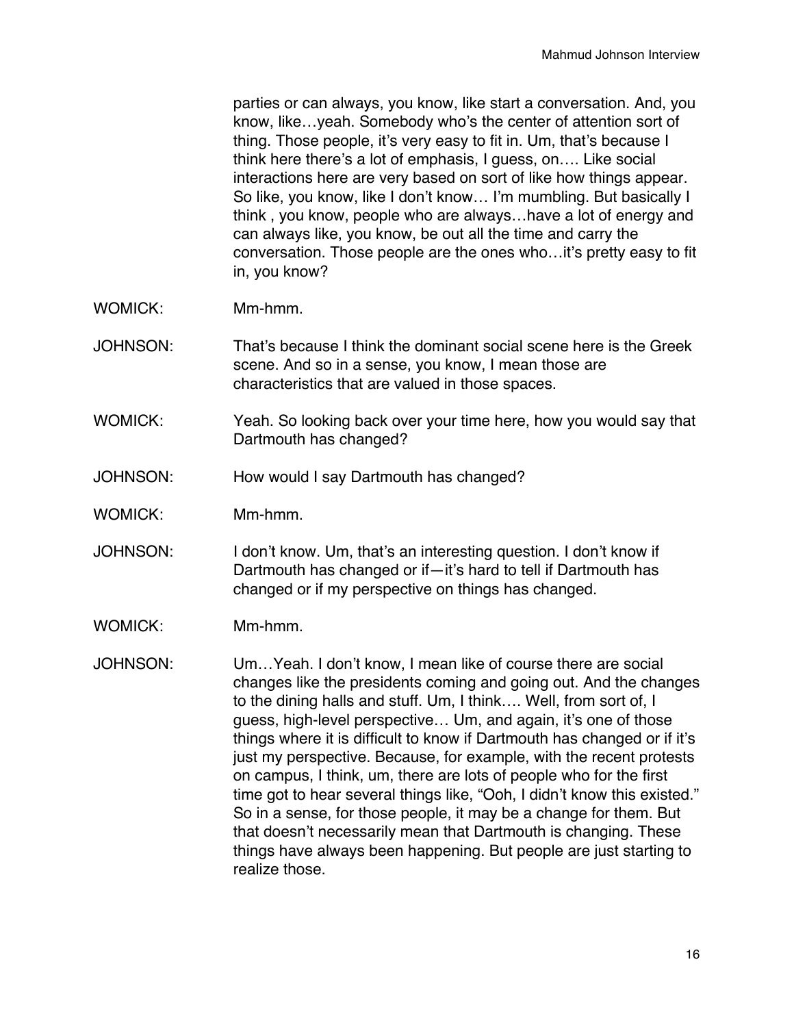parties or can always, you know, like start a conversation. And, you know, like…yeah. Somebody who's the center of attention sort of thing. Those people, it's very easy to fit in. Um, that's because I think here there's a lot of emphasis, I guess, on…. Like social interactions here are very based on sort of like how things appear. So like, you know, like I don't know… I'm mumbling. But basically I think , you know, people who are always…have a lot of energy and can always like, you know, be out all the time and carry the conversation. Those people are the ones who…it's pretty easy to fit in, you know?

WOMICK: Mm-hmm.

JOHNSON: That's because I think the dominant social scene here is the Greek scene. And so in a sense, you know, I mean those are characteristics that are valued in those spaces.

WOMICK: Yeah. So looking back over your time here, how you would say that Dartmouth has changed?

JOHNSON: How would I say Dartmouth has changed?

WOMICK: Mm-hmm.

JOHNSON: I don't know. Um, that's an interesting question. I don't know if Dartmouth has changed or if—it's hard to tell if Dartmouth has changed or if my perspective on things has changed.

WOMICK: Mm-hmm.

JOHNSON: Um…Yeah. I don't know, I mean like of course there are social changes like the presidents coming and going out. And the changes to the dining halls and stuff. Um, I think…. Well, from sort of, I guess, high-level perspective… Um, and again, it's one of those things where it is difficult to know if Dartmouth has changed or if it's just my perspective. Because, for example, with the recent protests on campus, I think, um, there are lots of people who for the first time got to hear several things like, "Ooh, I didn't know this existed." So in a sense, for those people, it may be a change for them. But that doesn't necessarily mean that Dartmouth is changing. These things have always been happening. But people are just starting to realize those.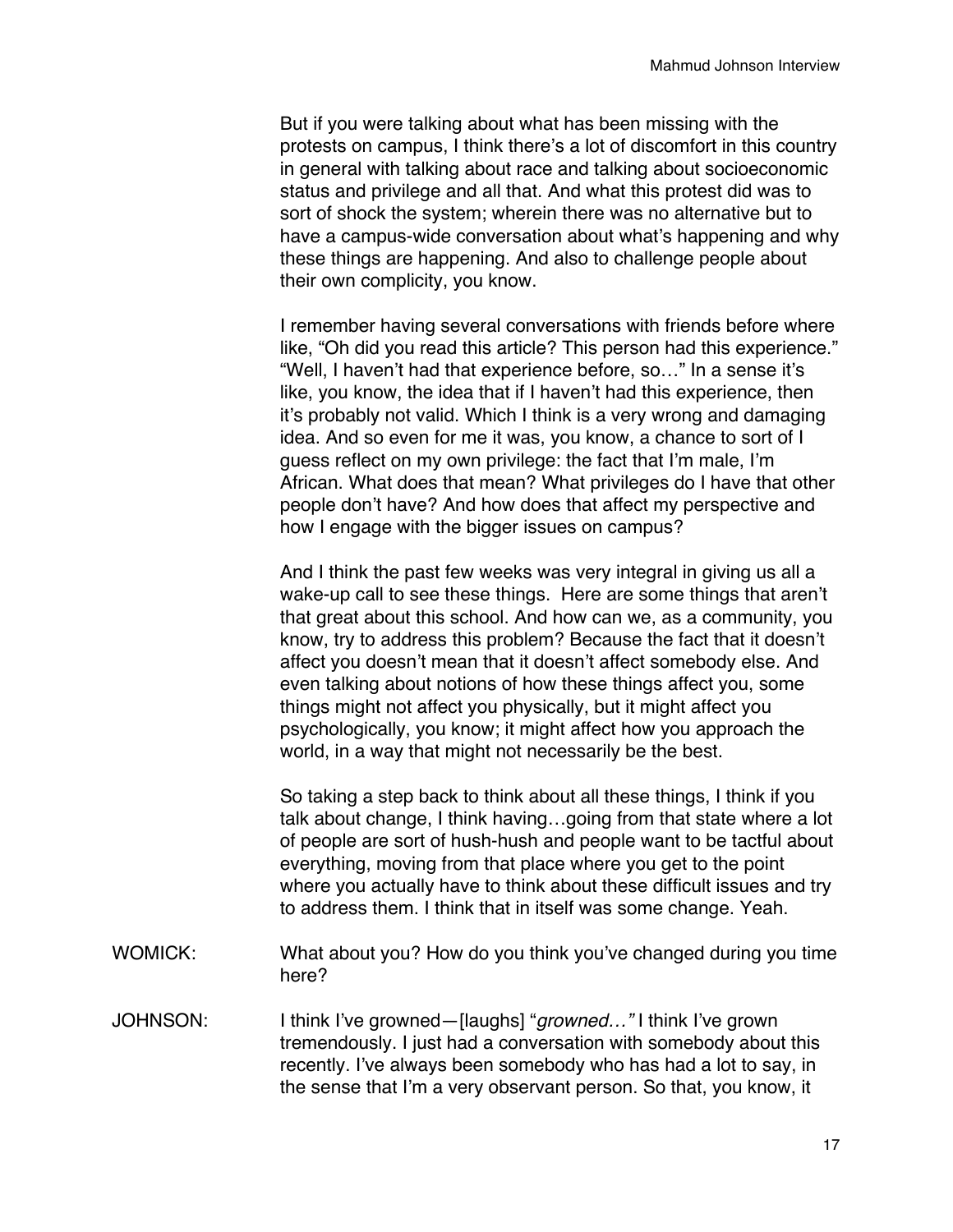But if you were talking about what has been missing with the protests on campus, I think there's a lot of discomfort in this country in general with talking about race and talking about socioeconomic status and privilege and all that. And what this protest did was to sort of shock the system; wherein there was no alternative but to have a campus-wide conversation about what's happening and why these things are happening. And also to challenge people about their own complicity, you know.

I remember having several conversations with friends before where like, "Oh did you read this article? This person had this experience." "Well, I haven't had that experience before, so…" In a sense it's like, you know, the idea that if I haven't had this experience, then it's probably not valid. Which I think is a very wrong and damaging idea. And so even for me it was, you know, a chance to sort of I guess reflect on my own privilege: the fact that I'm male, I'm African. What does that mean? What privileges do I have that other people don't have? And how does that affect my perspective and how I engage with the bigger issues on campus?

And I think the past few weeks was very integral in giving us all a wake-up call to see these things. Here are some things that aren't that great about this school. And how can we, as a community, you know, try to address this problem? Because the fact that it doesn't affect you doesn't mean that it doesn't affect somebody else. And even talking about notions of how these things affect you, some things might not affect you physically, but it might affect you psychologically, you know; it might affect how you approach the world, in a way that might not necessarily be the best.

So taking a step back to think about all these things, I think if you talk about change, I think having…going from that state where a lot of people are sort of hush-hush and people want to be tactful about everything, moving from that place where you get to the point where you actually have to think about these difficult issues and try to address them. I think that in itself was some change. Yeah.

WOMICK: What about you? How do you think you've changed during you time here?

JOHNSON: I think I've growned—[laughs] "*growned…*" I think I've grown tremendously. I just had a conversation with somebody about this recently. I've always been somebody who has had a lot to say, in the sense that I'm a very observant person. So that, you know, it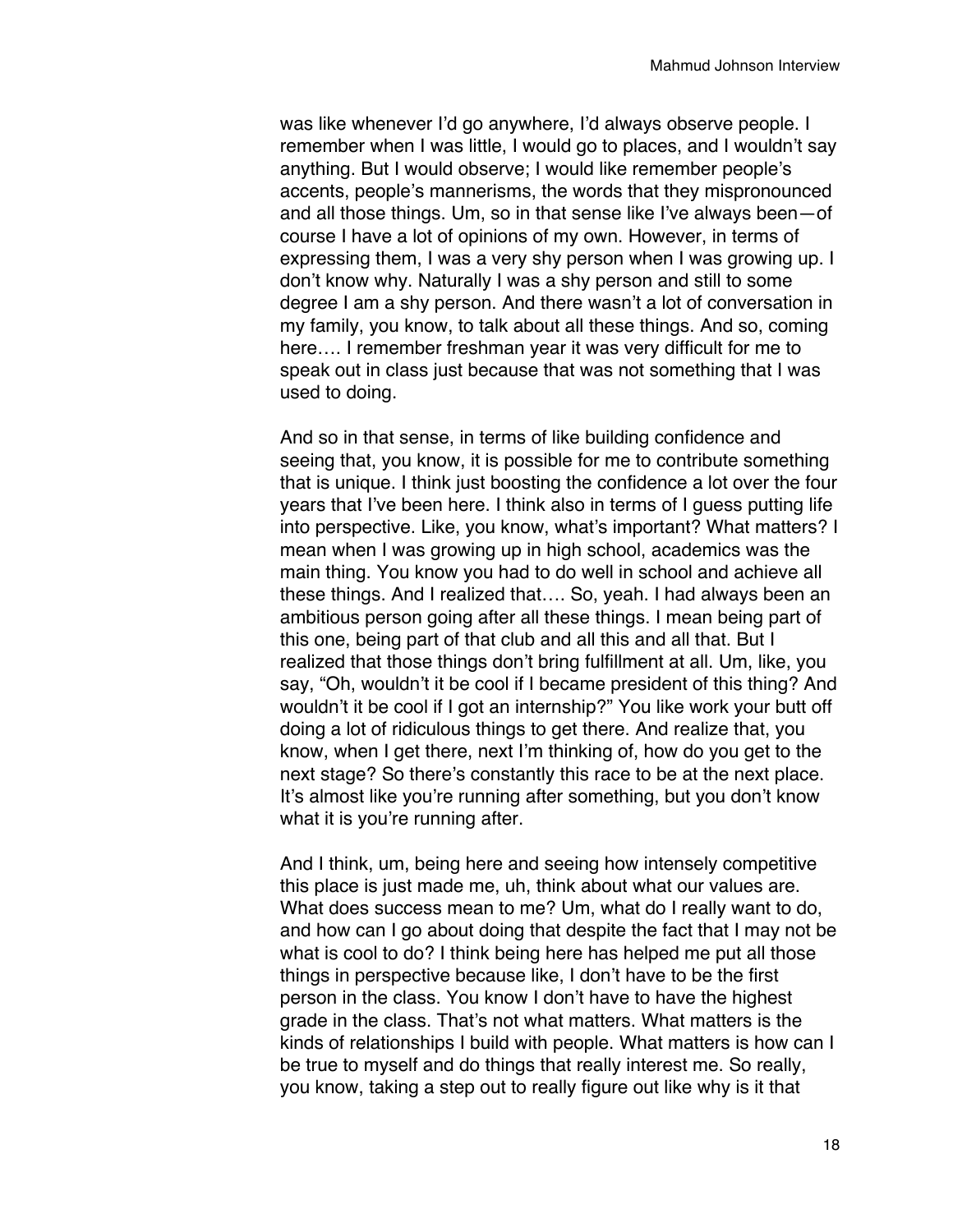was like whenever I'd go anywhere, I'd always observe people. I remember when I was little, I would go to places, and I wouldn't say anything. But I would observe; I would like remember people's accents, people's mannerisms, the words that they mispronounced and all those things. Um, so in that sense like I've always been—of course I have a lot of opinions of my own. However, in terms of expressing them, I was a very shy person when I was growing up. I don't know why. Naturally I was a shy person and still to some degree I am a shy person. And there wasn't a lot of conversation in my family, you know, to talk about all these things. And so, coming here…. I remember freshman year it was very difficult for me to speak out in class just because that was not something that I was used to doing.

And so in that sense, in terms of like building confidence and seeing that, you know, it is possible for me to contribute something that is unique. I think just boosting the confidence a lot over the four years that I've been here. I think also in terms of I guess putting life into perspective. Like, you know, what's important? What matters? I mean when I was growing up in high school, academics was the main thing. You know you had to do well in school and achieve all these things. And I realized that…. So, yeah. I had always been an ambitious person going after all these things. I mean being part of this one, being part of that club and all this and all that. But I realized that those things don't bring fulfillment at all. Um, like, you say, "Oh, wouldn't it be cool if I became president of this thing? And wouldn't it be cool if I got an internship?" You like work your butt off doing a lot of ridiculous things to get there. And realize that, you know, when I get there, next I'm thinking of, how do you get to the next stage? So there's constantly this race to be at the next place. It's almost like you're running after something, but you don't know what it is you're running after.

And I think, um, being here and seeing how intensely competitive this place is just made me, uh, think about what our values are. What does success mean to me? Um, what do I really want to do, and how can I go about doing that despite the fact that I may not be what is cool to do? I think being here has helped me put all those things in perspective because like, I don't have to be the first person in the class. You know I don't have to have the highest grade in the class. That's not what matters. What matters is the kinds of relationships I build with people. What matters is how can I be true to myself and do things that really interest me. So really, you know, taking a step out to really figure out like why is it that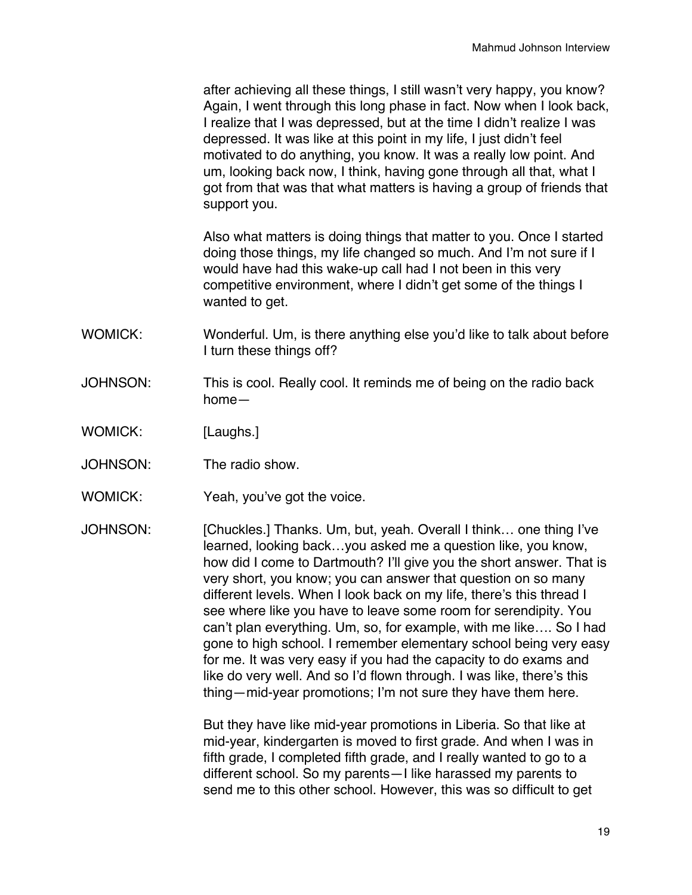after achieving all these things, I still wasn't very happy, you know? Again, I went through this long phase in fact. Now when I look back, I realize that I was depressed, but at the time I didn't realize I was depressed. It was like at this point in my life, I just didn't feel motivated to do anything, you know. It was a really low point. And um, looking back now, I think, having gone through all that, what I got from that was that what matters is having a group of friends that support you.

Also what matters is doing things that matter to you. Once I started doing those things, my life changed so much. And I'm not sure if I would have had this wake-up call had I not been in this very competitive environment, where I didn't get some of the things I wanted to get.

WOMICK: Wonderful. Um, is there anything else you'd like to talk about before I turn these things off?

JOHNSON: This is cool. Really cool. It reminds me of being on the radio back home—

WOMICK: [Laughs.]

JOHNSON: The radio show.

WOMICK: Yeah, you've got the voice.

JOHNSON: [Chuckles.] Thanks. Um, but, yeah. Overall I think… one thing I've learned, looking back…you asked me a question like, you know, how did I come to Dartmouth? I'll give you the short answer. That is very short, you know; you can answer that question on so many different levels. When I look back on my life, there's this thread I see where like you have to leave some room for serendipity. You can't plan everything. Um, so, for example, with me like…. So I had gone to high school. I remember elementary school being very easy for me. It was very easy if you had the capacity to do exams and like do very well. And so I'd flown through. I was like, there's this thing—mid-year promotions; I'm not sure they have them here.

But they have like mid-year promotions in Liberia. So that like at mid-year, kindergarten is moved to first grade. And when I was in fifth grade, I completed fifth grade, and I really wanted to go to a different school. So my parents—I like harassed my parents to send me to this other school. However, this was so difficult to get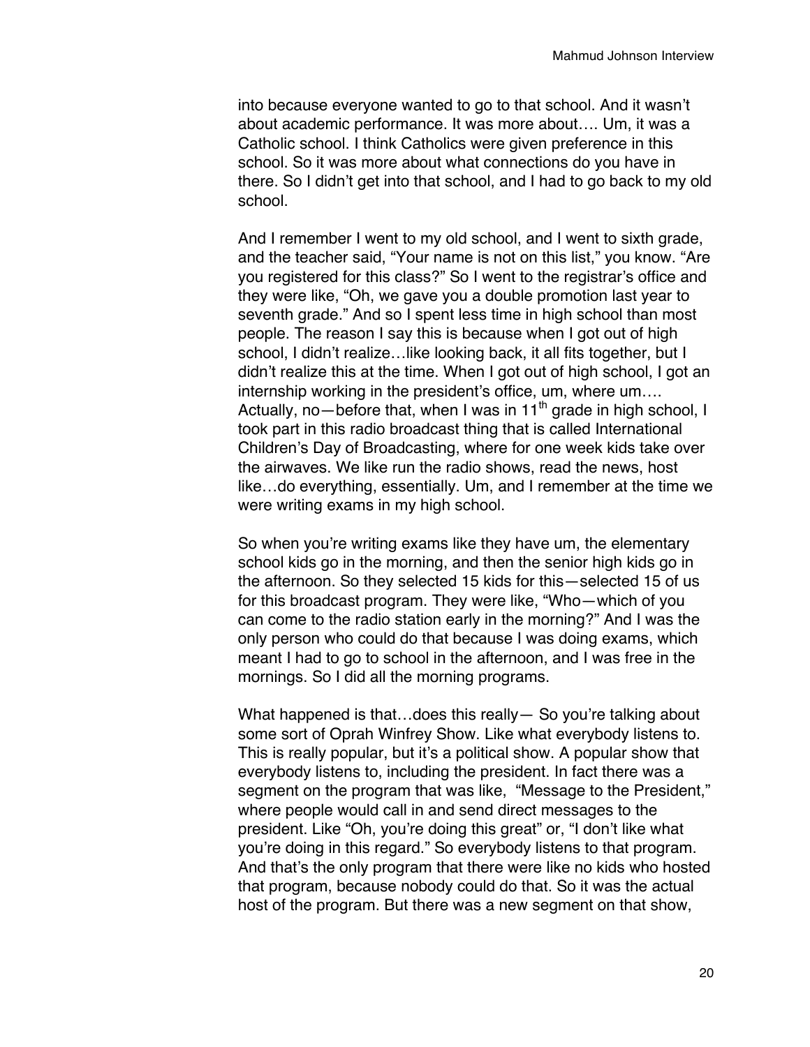into because everyone wanted to go to that school. And it wasn't about academic performance. It was more about…. Um, it was a Catholic school. I think Catholics were given preference in this school. So it was more about what connections do you have in there. So I didn't get into that school, and I had to go back to my old school.

And I remember I went to my old school, and I went to sixth grade, and the teacher said, "Your name is not on this list," you know. "Are you registered for this class?" So I went to the registrar's office and they were like, "Oh, we gave you a double promotion last year to seventh grade." And so I spent less time in high school than most people. The reason I say this is because when I got out of high school, I didn't realize…like looking back, it all fits together, but I didn't realize this at the time. When I got out of high school, I got an internship working in the president's office, um, where um…. Actually, no—before that, when I was in 11th grade in high school, I took part in this radio broadcast thing that is called International Children's Day of Broadcasting, where for one week kids take over the airwaves. We like run the radio shows, read the news, host like…do everything, essentially. Um, and I remember at the time we were writing exams in my high school.

So when you're writing exams like they have um, the elementary school kids go in the morning, and then the senior high kids go in the afternoon. So they selected 15 kids for this—selected 15 of us for this broadcast program. They were like, "Who—which of you can come to the radio station early in the morning?" And I was the only person who could do that because I was doing exams, which meant I had to go to school in the afternoon, and I was free in the mornings. So I did all the morning programs.

What happened is that…does this really— So you're talking about some sort of Oprah Winfrey Show. Like what everybody listens to. This is really popular, but it's a political show. A popular show that everybody listens to, including the president. In fact there was a segment on the program that was like, "Message to the President," where people would call in and send direct messages to the president. Like "Oh, you're doing this great" or, "I don't like what you're doing in this regard." So everybody listens to that program. And that's the only program that there were like no kids who hosted that program, because nobody could do that. So it was the actual host of the program. But there was a new segment on that show,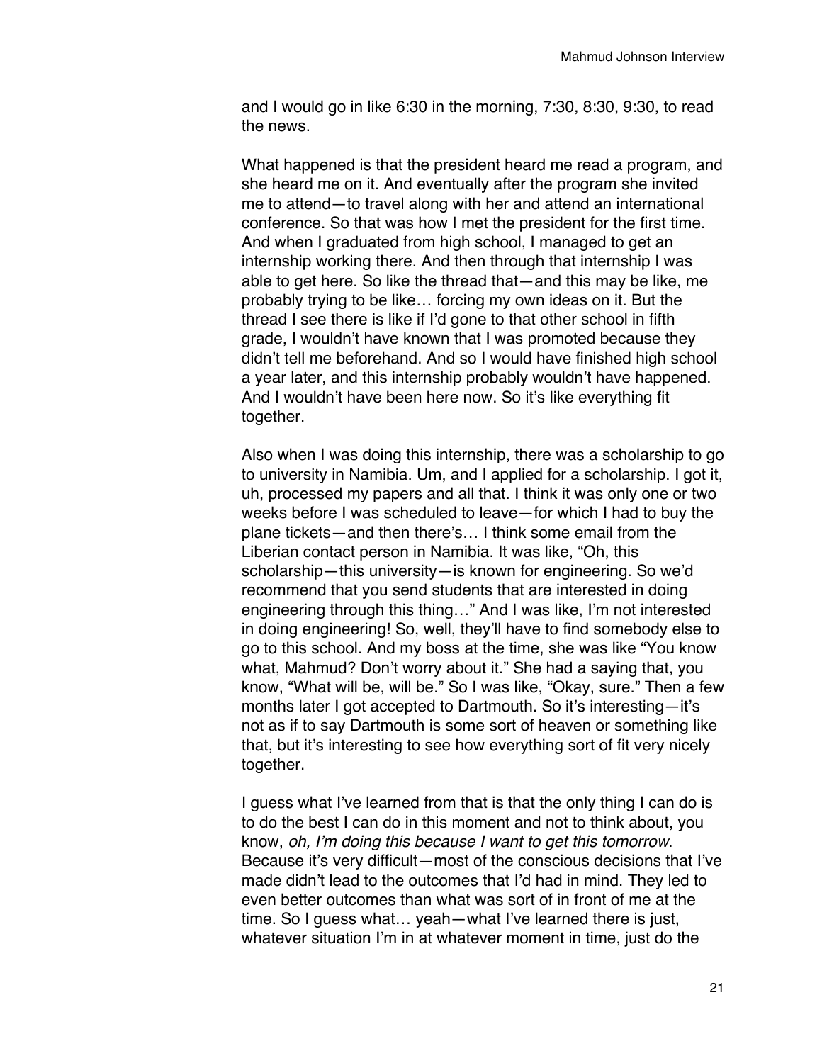and I would go in like 6:30 in the morning, 7:30, 8:30, 9:30, to read the news.

What happened is that the president heard me read a program, and she heard me on it. And eventually after the program she invited me to attend—to travel along with her and attend an international conference. So that was how I met the president for the first time. And when I graduated from high school, I managed to get an internship working there. And then through that internship I was able to get here. So like the thread that—and this may be like, me probably trying to be like… forcing my own ideas on it. But the thread I see there is like if I'd gone to that other school in fifth grade, I wouldn't have known that I was promoted because they didn't tell me beforehand. And so I would have finished high school a year later, and this internship probably wouldn't have happened. And I wouldn't have been here now. So it's like everything fit together.

Also when I was doing this internship, there was a scholarship to go to university in Namibia. Um, and I applied for a scholarship. I got it, uh, processed my papers and all that. I think it was only one or two weeks before I was scheduled to leave—for which I had to buy the plane tickets—and then there's… I think some email from the Liberian contact person in Namibia. It was like, "Oh, this scholarship—this university—is known for engineering. So we'd recommend that you send students that are interested in doing engineering through this thing…" And I was like, I'm not interested in doing engineering! So, well, they'll have to find somebody else to go to this school. And my boss at the time, she was like "You know what, Mahmud? Don't worry about it." She had a saying that, you know, "What will be, will be." So I was like, "Okay, sure." Then a few months later I got accepted to Dartmouth. So it's interesting—it's not as if to say Dartmouth is some sort of heaven or something like that, but it's interesting to see how everything sort of fit very nicely together.

I guess what I've learned from that is that the only thing I can do is to do the best I can do in this moment and not to think about, you know, *oh, I'm doing this because I want to get this tomorrow*. Because it's very difficult—most of the conscious decisions that I've made didn't lead to the outcomes that I'd had in mind. They led to even better outcomes than what was sort of in front of me at the time. So I guess what… yeah—what I've learned there is just, whatever situation I'm in at whatever moment in time, just do the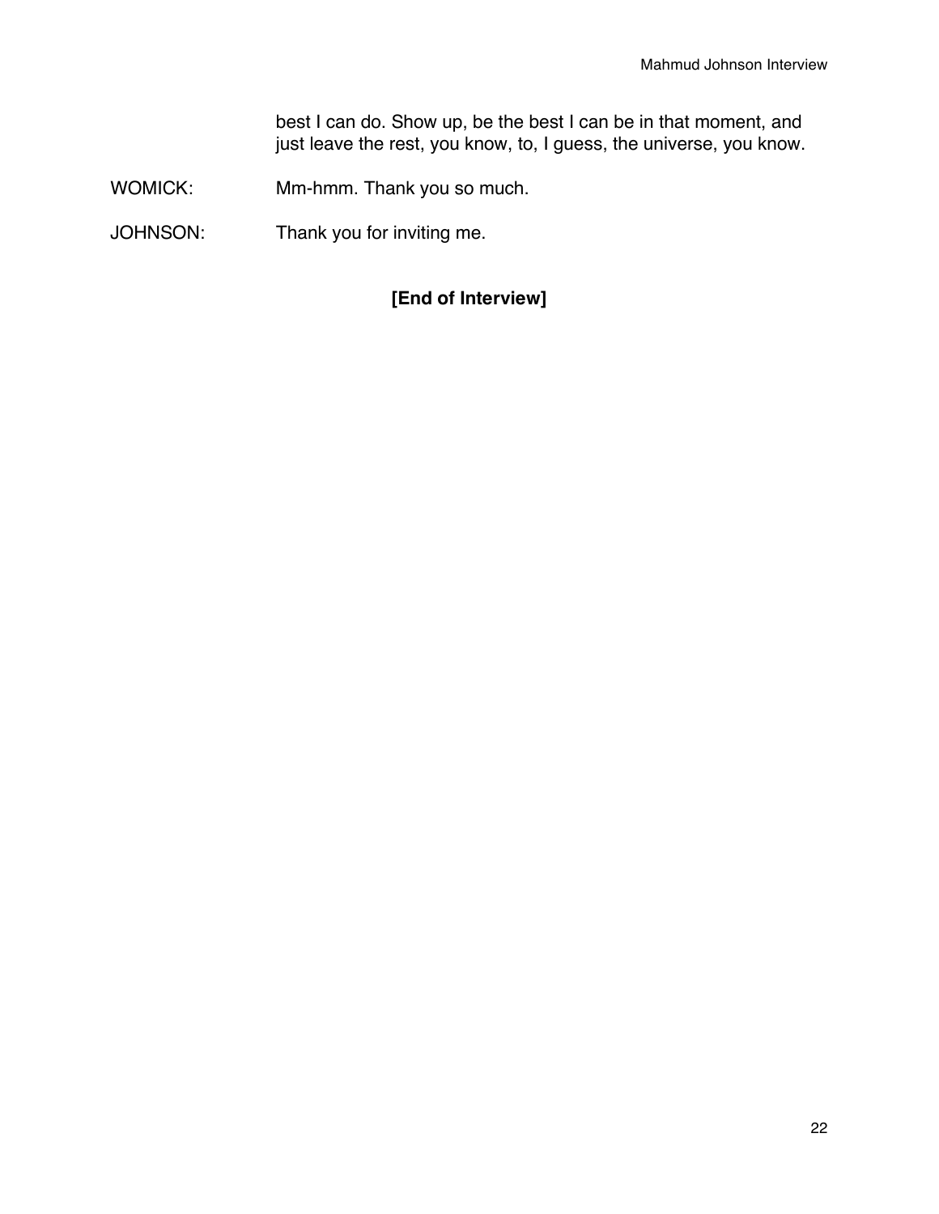best I can do. Show up, be the best I can be in that moment, and just leave the rest, you know, to, I guess, the universe, you know.

WOMICK: Mm-hmm. Thank you so much.

JOHNSON: Thank you for inviting me.

**[End of Interview]**